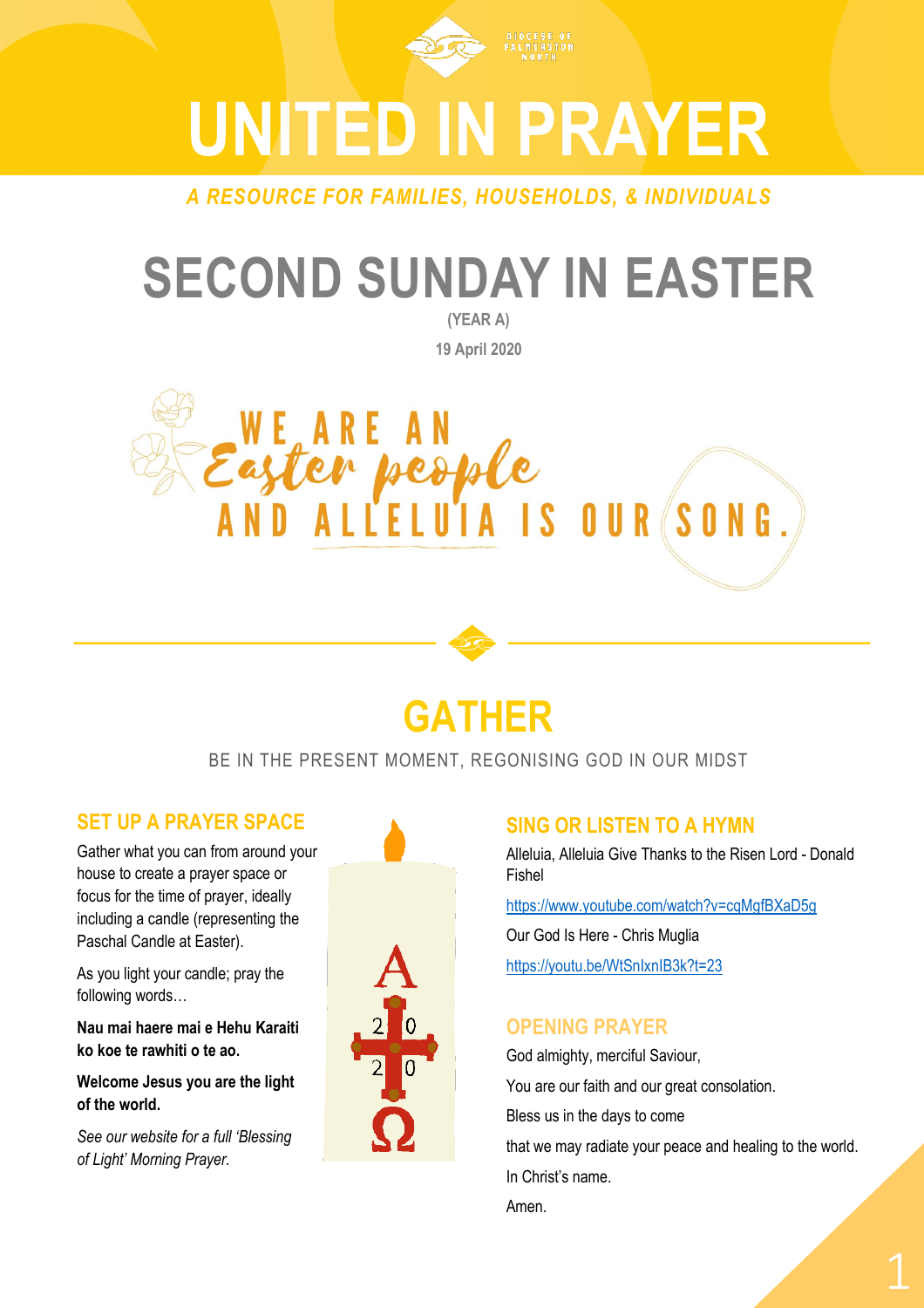DIOCESE OF PALMERSTON NORTH

# UNITED IN PRAYER

*A RESOURCE FOR FAMILIES, HOUSEHOLDS, & INDIVIDUALS*

# SECOND SUNDAY IN EASTER

(YEAR A)

19 April 2020

WE ARE AN *Easter people* AND ALLELUIA IS OUR SONG.

## GATHER

BE IN THE PRESENT MOMENT, REGONISING GOD IN OUR MIDST

### SET UP A PRAYER SPACE

Gather what you can from around your house to create a prayer space or focus for the time of prayer, ideally including a candle (representing the Paschal Candle at Easter).

As you light your candle; pray the following words…

**Nau mai haere mai e Hehu Karaiti ko koe te rawhiti o te ao.**

**Welcome Jesus you are the light of the world.**

*See our website for a full 'Blessing of Light' Morning Prayer.*

### SING OR LISTEN TO A HYMN

Alleluia, Alleluia Give Thanks to the Risen Lord - Donald Fishel

https://www.youtube.com/watch?v=cqMgfBXaD5g

Our God Is Here - Chris Muglia

https://youtu.be/WtSnlxnIB3k?t=23

### OPENING PRAYER

God almighty, merciful Saviour,

You are our faith and our great consolation.

Bless us in the days to come

that we may radiate your peace and healing to the world.

In Christ's name.

Amen.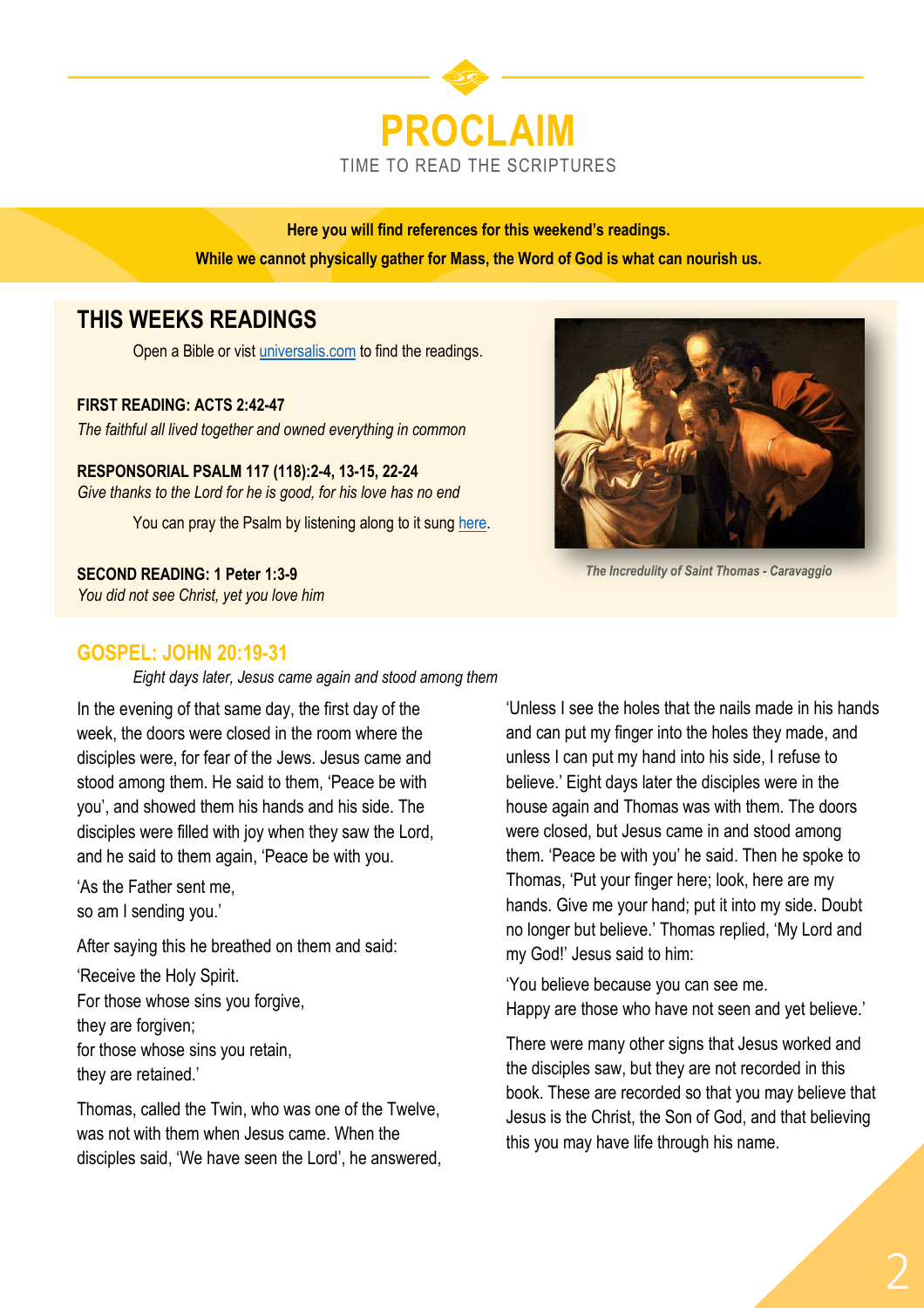# PROCLAIM

TIME TO READ THE SCRIPTURES

**Here you will find references for this weekend's readings.**

**While we cannot physically gather for Mass, the Word of God is what can nourish us.**

## THIS WEEKS READINGS

Open a Bible or vist [universalis.com](universalis.com) to find the readings.

**FIRST READING: ACTS 2:42-47**
*The faithful all lived together and owned everything in common*

**RESPONSORIAL PSALM 117 (118):2-4, 13-15, 22-24**
*Give thanks to the Lord for he is good, for his love has no end*

You can pray the Psalm by listening along to it sung [here].

**SECOND READING: 1 Peter 1:3-9**
*You did not see Christ, yet you love him*

*The Incredulity of Saint Thomas - Caravaggio*

## GOSPEL: JOHN 20:19-31

*Eight days later, Jesus came again and stood among them*

In the evening of that same day, the first day of the week, the doors were closed in the room where the disciples were, for fear of the Jews. Jesus came and stood among them. He said to them, 'Peace be with you', and showed them his hands and his side. The disciples were filled with joy when they saw the Lord, and he said to them again, 'Peace be with you.

'As the Father sent me,
so am I sending you.'

After saying this he breathed on them and said:

'Receive the Holy Spirit.
For those whose sins you forgive,
they are forgiven;
for those whose sins you retain,
they are retained.'

Thomas, called the Twin, who was one of the Twelve, was not with them when Jesus came. When the disciples said, 'We have seen the Lord', he answered, 'Unless I see the holes that the nails made in his hands and can put my finger into the holes they made, and unless I can put my hand into his side, I refuse to believe.' Eight days later the disciples were in the house again and Thomas was with them. The doors were closed, but Jesus came in and stood among them. 'Peace be with you' he said. Then he spoke to Thomas, 'Put your finger here; look, here are my hands. Give me your hand; put it into my side. Doubt no longer but believe.' Thomas replied, 'My Lord and my God!' Jesus said to him:

'You believe because you can see me.
Happy are those who have not seen and yet believe.'

There were many other signs that Jesus worked and the disciples saw, but they are not recorded in this book. These are recorded so that you may believe that Jesus is the Christ, the Son of God, and that believing this you may have life through his name.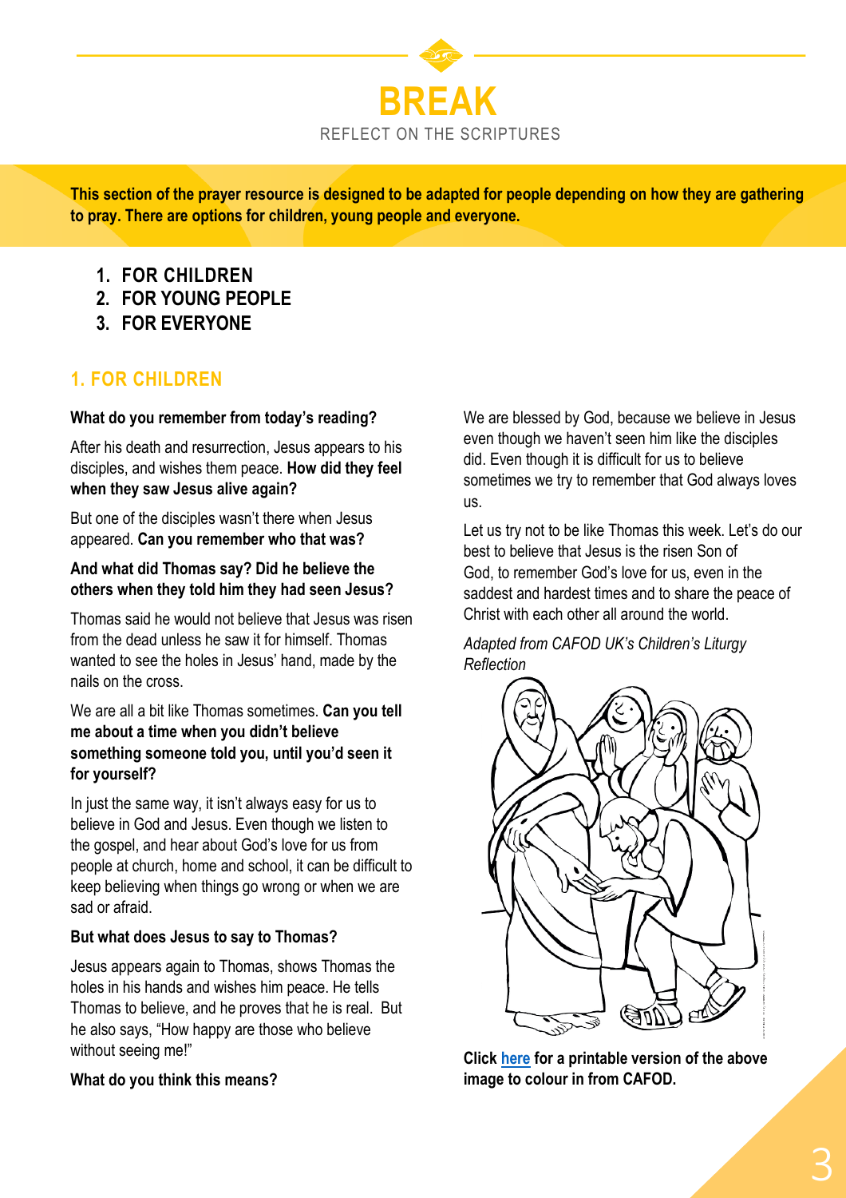# BREAK

REFLECT ON THE SCRIPTURES

**This section of the prayer resource is designed to be adapted for people depending on how they are gathering to pray. There are options for children, young people and everyone.**

1. **FOR CHILDREN**
2. **FOR YOUNG PEOPLE**
3. **FOR EVERYONE**

## 1. FOR CHILDREN

**What do you remember from today's reading?**

After his death and resurrection, Jesus appears to his disciples, and wishes them peace. **How did they feel when they saw Jesus alive again?**

But one of the disciples wasn't there when Jesus appeared. **Can you remember who that was?**

**And what did Thomas say? Did he believe the others when they told him they had seen Jesus?**

Thomas said he would not believe that Jesus was risen from the dead unless he saw it for himself. Thomas wanted to see the holes in Jesus' hand, made by the nails on the cross.

We are all a bit like Thomas sometimes. **Can you tell me about a time when you didn't believe something someone told you, until you'd seen it for yourself?**

In just the same way, it isn't always easy for us to believe in God and Jesus. Even though we listen to the gospel, and hear about God's love for us from people at church, home and school, it can be difficult to keep believing when things go wrong or when we are sad or afraid.

**But what does Jesus to say to Thomas?**

Jesus appears again to Thomas, shows Thomas the holes in his hands and wishes him peace. He tells Thomas to believe, and he proves that he is real. But he also says, "How happy are those who believe without seeing me!"

**What do you think this means?**

We are blessed by God, because we believe in Jesus even though we haven't seen him like the disciples did. Even though it is difficult for us to believe sometimes we try to remember that God always loves us.

Let us try not to be like Thomas this week. Let's do our best to believe that Jesus is the risen Son of God, to remember God's love for us, even in the saddest and hardest times and to share the peace of Christ with each other all around the world.

*Adapted from CAFOD UK's Children's Liturgy Reflection*

**Click here for a printable version of the above image to colour in from CAFOD.**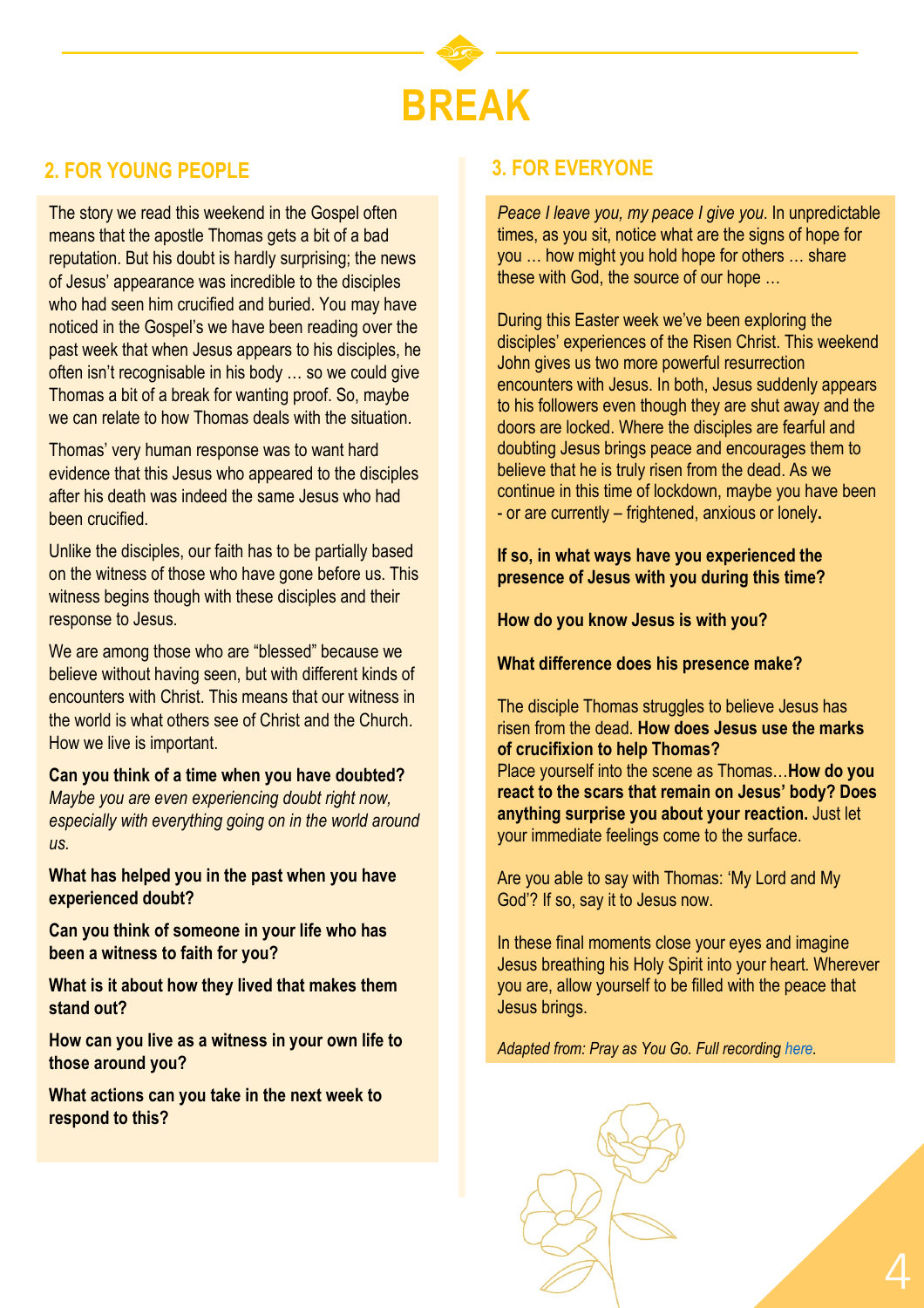# BREAK

## 2. FOR YOUNG PEOPLE

The story we read this weekend in the Gospel often means that the apostle Thomas gets a bit of a bad reputation. But his doubt is hardly surprising; the news of Jesus' appearance was incredible to the disciples who had seen him crucified and buried. You may have noticed in the Gospel's we have been reading over the past week that when Jesus appears to his disciples, he often isn't recognisable in his body … so we could give Thomas a bit of a break for wanting proof. So, maybe we can relate to how Thomas deals with the situation.

Thomas' very human response was to want hard evidence that this Jesus who appeared to the disciples after his death was indeed the same Jesus who had been crucified.

Unlike the disciples, our faith has to be partially based on the witness of those who have gone before us. This witness begins though with these disciples and their response to Jesus.

We are among those who are "blessed" because we believe without having seen, but with different kinds of encounters with Christ. This means that our witness in the world is what others see of Christ and the Church. How we live is important.

**Can you think of a time when you have doubted?** *Maybe you are even experiencing doubt right now, especially with everything going on in the world around us.*

**What has helped you in the past when you have experienced doubt?**

**Can you think of someone in your life who has been a witness to faith for you?**

**What is it about how they lived that makes them stand out?**

**How can you live as a witness in your own life to those around you?**

**What actions can you take in the next week to respond to this?**

## 3. FOR EVERYONE

*Peace I leave you, my peace I give you*. In unpredictable times, as you sit, notice what are the signs of hope for you … how might you hold hope for others … share these with God, the source of our hope …

During this Easter week we've been exploring the disciples' experiences of the Risen Christ. This weekend John gives us two more powerful resurrection encounters with Jesus. In both, Jesus suddenly appears to his followers even though they are shut away and the doors are locked. Where the disciples are fearful and doubting Jesus brings peace and encourages them to believe that he is truly risen from the dead. As we continue in this time of lockdown, maybe you have been - or are currently – frightened, anxious or lonely**.**

**If so, in what ways have you experienced the presence of Jesus with you during this time?**

**How do you know Jesus is with you?**

**What difference does his presence make?**

The disciple Thomas struggles to believe Jesus has risen from the dead. **How does Jesus use the marks of crucifixion to help Thomas?**
Place yourself into the scene as Thomas…**How do you react to the scars that remain on Jesus' body? Does anything surprise you about your reaction.** Just let your immediate feelings come to the surface.

Are you able to say with Thomas: 'My Lord and My God'? If so, say it to Jesus now.

In these final moments close your eyes and imagine Jesus breathing his Holy Spirit into your heart. Wherever you are, allow yourself to be filled with the peace that Jesus brings.

*Adapted from: Pray as You Go. Full recording here.*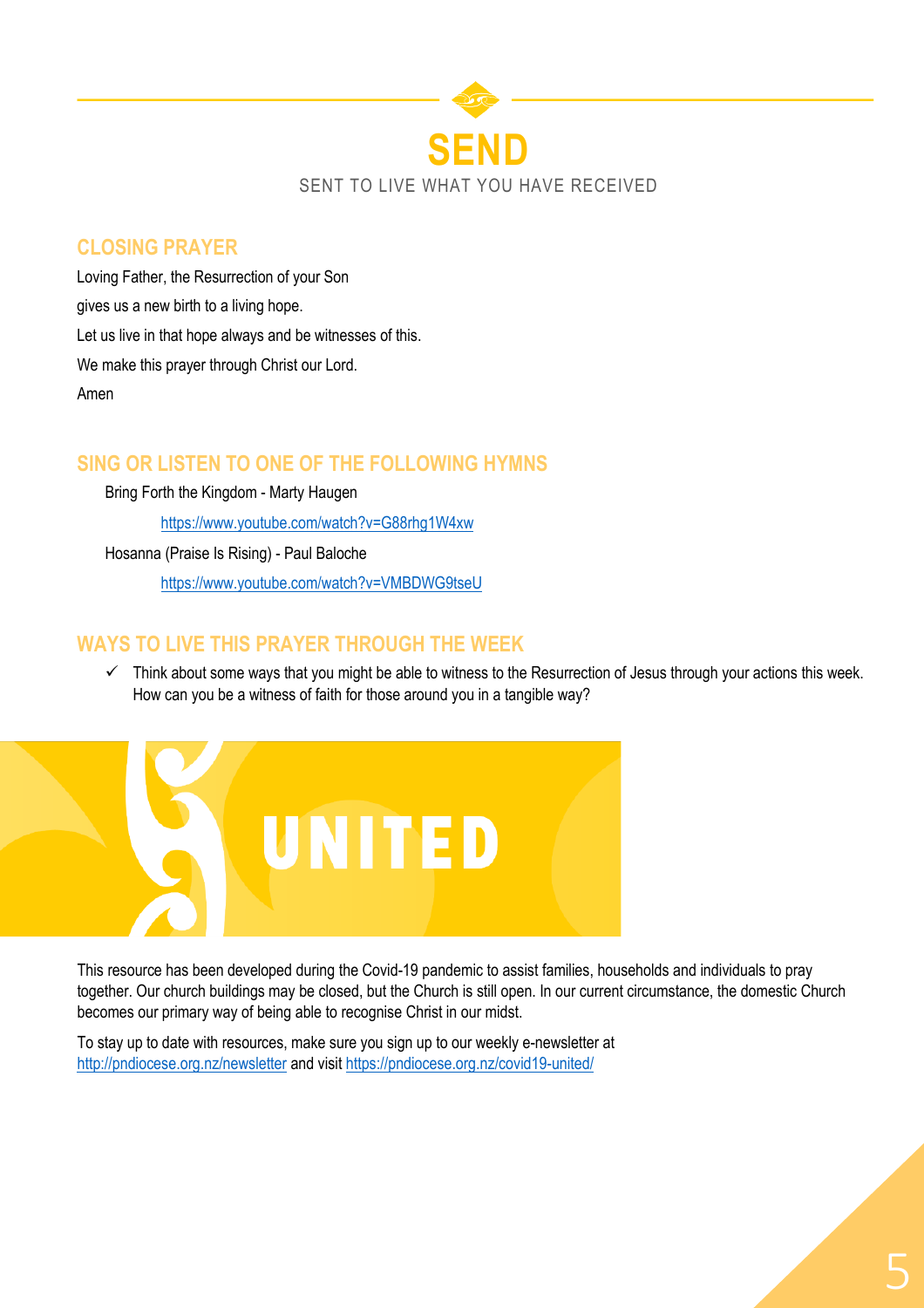# SEND

SENT TO LIVE WHAT YOU HAVE RECEIVED

## CLOSING PRAYER

Loving Father, the Resurrection of your Son

gives us a new birth to a living hope.

Let us live in that hope always and be witnesses of this.

We make this prayer through Christ our Lord.

Amen

## SING OR LISTEN TO ONE OF THE FOLLOWING HYMNS

Bring Forth the Kingdom - Marty Haugen

https://www.youtube.com/watch?v=G88rhg1W4xw

Hosanna (Praise Is Rising) - Paul Baloche

https://www.youtube.com/watch?v=VMBDWG9tseU

## WAYS TO LIVE THIS PRAYER THROUGH THE WEEK

- ✓ Think about some ways that you might be able to witness to the Resurrection of Jesus through your actions this week. How can you be a witness of faith for those around you in a tangible way?

UNITED

This resource has been developed during the Covid-19 pandemic to assist families, households and individuals to pray together. Our church buildings may be closed, but the Church is still open. In our current circumstance, the domestic Church becomes our primary way of being able to recognise Christ in our midst.

To stay up to date with resources, make sure you sign up to our weekly e-newsletter at http://pndiocese.org.nz/newsletter and visit https://pndiocese.org.nz/covid19-united/